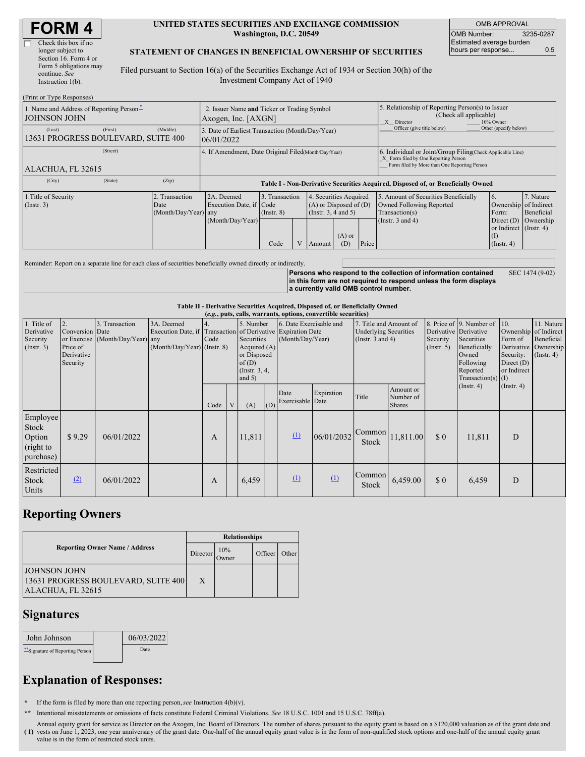# FORM 4

☐ Check this box if no longer subject to Section 16. Form 4 or Form 5 obligations may continue. *See* Instruction 1(b).

**UNITED STATES SECURITIES AND EXCHANGE COMMISSION**
**Washington, D.C. 20549**

**STATEMENT OF CHANGES IN BENEFICIAL OWNERSHIP OF SECURITIES**

Filed pursuant to Section 16(a) of the Securities Exchange Act of 1934 or Section 30(h) of the Investment Company Act of 1940

| OMB APPROVAL | |
|---|---|
| OMB Number: | 3235-0287 |
| Estimated average burden hours per response... | 0.5 |

(Print or Type Responses)

| 1. Name and Address of Reporting Person* | 2. Issuer Name and Ticker or Trading Symbol | 5. Relationship of Reporting Person(s) to Issuer (Check all applicable) |
|---|---|---|
| JOHNSON JOHN | Axogen, Inc. [AXGN] | _X_ Director ___ 10% Owner ___ Officer (give title below) ___ Other (specify below) |
| (Last) (First) (Middle) 13631 PROGRESS BOULEVARD, SUITE 400 | 3. Date of Earliest Transaction (Month/Day/Year) 06/01/2022 | |
| (Street) ALACHUA, FL 32615 | 4. If Amendment, Date Original Filed (Month/Day/Year) | 6. Individual or Joint/Group Filing (Check Applicable Line) _X_ Form filed by One Reporting Person ___ Form filed by More than One Reporting Person |
| (City) (State) (Zip) | | |

**Table I - Non-Derivative Securities Acquired, Disposed of, or Beneficially Owned**

| 1.Title of Security (Instr. 3) | 2. Transaction Date (Month/Day/Year) | 2A. Deemed Execution Date, if any (Month/Day/Year) | 3. Transaction Code (Instr. 8) | | 4. Securities Acquired (A) or Disposed of (D) (Instr. 3, 4 and 5) | | | 5. Amount of Securities Beneficially Owned Following Reported Transaction(s) (Instr. 3 and 4) | 6. Ownership Form: Direct (D) or Indirect (I) (Instr. 4) | 7. Nature of Indirect Beneficial Ownership (Instr. 4) |
|---|---|---|---|---|---|---|---|---|---|---|
| | | | Code | V | Amount | (A) or (D) | Price | | | |

Reminder: Report on a separate line for each class of securities beneficially owned directly or indirectly.

**Persons who respond to the collection of information contained in this form are not required to respond unless the form displays a currently valid OMB control number.** SEC 1474 (9-02)

**Table II - Derivative Securities Acquired, Disposed of, or Beneficially Owned**
***(e.g., puts, calls, warrants, options, convertible securities)***

| 1. Title of Derivative Security (Instr. 3) | 2. Conversion or Exercise Price of Derivative Security | 3. Transaction Date (Month/Day/Year) | 3A. Deemed Execution Date, if any (Month/Day/Year) | 4. Transaction Code (Instr. 8) | | 5. Number of Derivative Securities Acquired (A) or Disposed of (D) (Instr. 3, 4, and 5) | | 6. Date Exercisable and Expiration Date (Month/Day/Year) | | 7. Title and Amount of Underlying Securities (Instr. 3 and 4) | | 8. Price of Derivative Security (Instr. 5) | 9. Number of Derivative Securities Beneficially Owned Following Reported Transaction(s) (Instr. 4) | 10. Ownership Form of Derivative Security: Direct (D) or Indirect (I) (Instr. 4) | 11. Nature of Indirect Beneficial Ownership (Instr. 4) |
|---|---|---|---|---|---|---|---|---|---|---|---|---|---|---|---|
| | | | | Code | V | (A) | (D) | Date Exercisable | Expiration Date | Title | Amount or Number of Shares | | | | |
| Employee Stock Option (right to purchase) | $ 9.29 | 06/01/2022 | | A | | 11,811 | | (1) | 06/01/2032 | Common Stock | 11,811.00 | $ 0 | 11,811 | D | |
| Restricted Stock Units | (2) | 06/01/2022 | | A | | 6,459 | | (1) | (1) | Common Stock | 6,459.00 | $ 0 | 6,459 | D | |

## Reporting Owners

| Reporting Owner Name / Address | Relationships | | | |
|---|---|---|---|---|
| | Director | 10% Owner | Officer | Other |
| JOHNSON JOHN 13631 PROGRESS BOULEVARD, SUITE 400 ALACHUA, FL 32615 | X | | | |

## Signatures

| John Johnson | | 06/03/2022 |
|---|---|---|
| **Signature of Reporting Person | | Date |

## Explanation of Responses:

\* If the form is filed by more than one reporting person, *see* Instruction 4(b)(v).

\*\* Intentional misstatements or omissions of facts constitute Federal Criminal Violations. *See* 18 U.S.C. 1001 and 15 U.S.C. 78ff(a).

**( 1)** Annual equity grant for service as Director on the Axogen, Inc. Board of Directors. The number of shares pursuant to the equity grant is based on a $120,000 valuation as of the grant date and vests on June 1, 2023, one year anniversary of the grant date. One-half of the annual equity grant value is in the form of non-qualified stock options and one-half of the annual equity grant value is in the form of restricted stock units.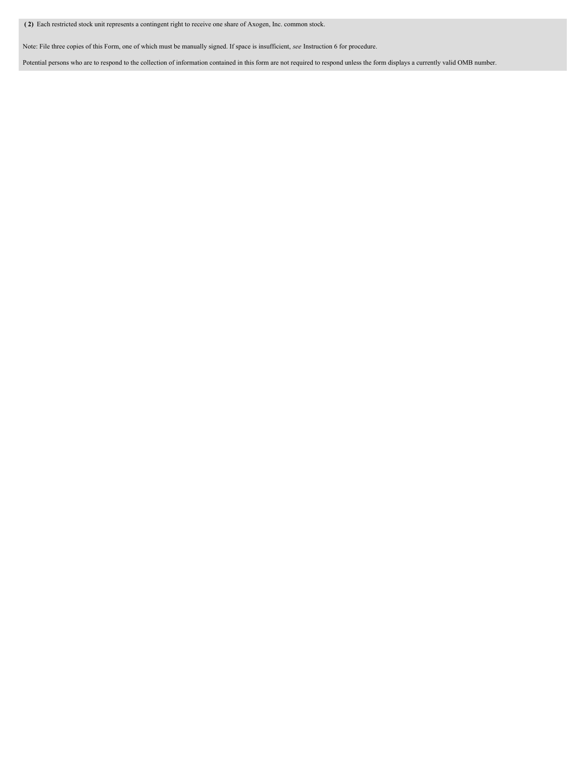**( 2)** Each restricted stock unit represents a contingent right to receive one share of Axogen, Inc. common stock.

Note: File three copies of this Form, one of which must be manually signed. If space is insufficient, *see* Instruction 6 for procedure.

Potential persons who are to respond to the collection of information contained in this form are not required to respond unless the form displays a currently valid OMB number.